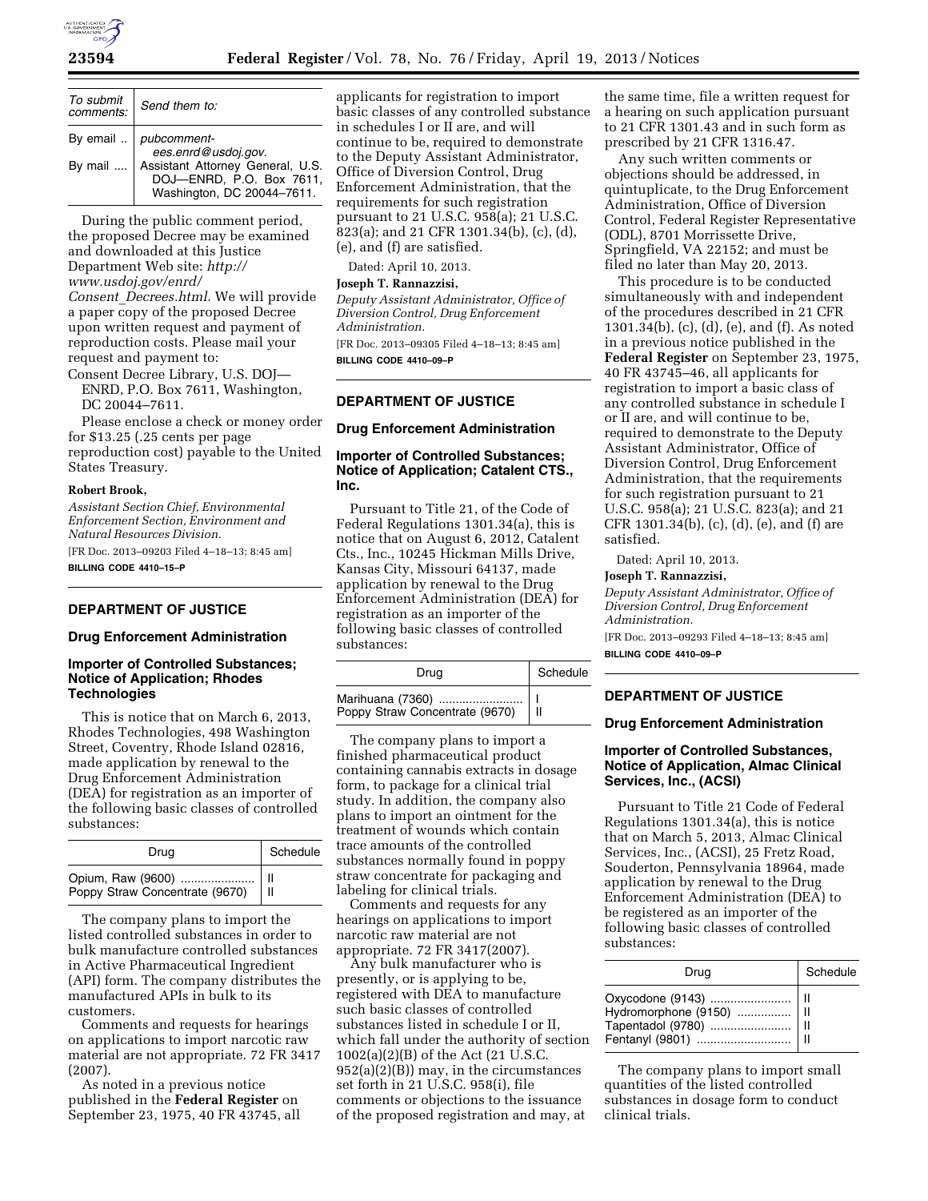| To submit comments: | Send them to: |
|---|---|
| By email .. | pubcomment-ees.enrd@usdoj.gov. |
| By mail .... | Assistant Attorney General, U.S. DOJ—ENRD, P.O. Box 7611, Washington, DC 20044–7611. |

During the public comment period, the proposed Decree may be examined and downloaded at this Justice Department Web site: *http://www.usdoj.gov/enrd/Consent_Decrees.html.* We will provide a paper copy of the proposed Decree upon written request and payment of reproduction costs. Please mail your request and payment to:

Consent Decree Library, U.S. DOJ—ENRD, P.O. Box 7611, Washington, DC 20044–7611.

Please enclose a check or money order for $13.25 (.25 cents per page reproduction cost) payable to the United States Treasury.

**Robert Brook,**

*Assistant Section Chief, Environmental Enforcement Section, Environment and Natural Resources Division.*

[FR Doc. 2013–09203 Filed 4–18–13; 8:45 am]

**BILLING CODE 4410–15–P**

## DEPARTMENT OF JUSTICE

### Drug Enforcement Administration

### Importer of Controlled Substances; Notice of Application; Rhodes Technologies

This is notice that on March 6, 2013, Rhodes Technologies, 498 Washington Street, Coventry, Rhode Island 02816, made application by renewal to the Drug Enforcement Administration (DEA) for registration as an importer of the following basic classes of controlled substances:

| Drug | Schedule |
|---|---|
| Opium, Raw (9600) | II |
| Poppy Straw Concentrate (9670) | II |

The company plans to import the listed controlled substances in order to bulk manufacture controlled substances in Active Pharmaceutical Ingredient (API) form. The company distributes the manufactured APIs in bulk to its customers.

Comments and requests for hearings on applications to import narcotic raw material are not appropriate. 72 FR 3417 (2007).

As noted in a previous notice published in the **Federal Register** on September 23, 1975, 40 FR 43745, all applicants for registration to import basic classes of any controlled substance in schedules I or II are, and will continue to be, required to demonstrate to the Deputy Assistant Administrator, Office of Diversion Control, Drug Enforcement Administration, that the requirements for such registration pursuant to 21 U.S.C. 958(a); 21 U.S.C. 823(a); and 21 CFR 1301.34(b), (c), (d), (e), and (f) are satisfied.

Dated: April 10, 2013.

**Joseph T. Rannazzisi,**

*Deputy Assistant Administrator, Office of Diversion Control, Drug Enforcement Administration.*

[FR Doc. 2013–09305 Filed 4–18–13; 8:45 am]

**BILLING CODE 4410–09–P**

## DEPARTMENT OF JUSTICE

### Drug Enforcement Administration

### Importer of Controlled Substances; Notice of Application; Catalent CTS., Inc.

Pursuant to Title 21, of the Code of Federal Regulations 1301.34(a), this is notice that on August 6, 2012, Catalent Cts., Inc., 10245 Hickman Mills Drive, Kansas City, Missouri 64137, made application by renewal to the Drug Enforcement Administration (DEA) for registration as an importer of the following basic classes of controlled substances:

| Drug | Schedule |
|---|---|
| Marihuana (7360) | I |
| Poppy Straw Concentrate (9670) | II |

The company plans to import a finished pharmaceutical product containing cannabis extracts in dosage form, to package for a clinical trial study. In addition, the company also plans to import an ointment for the treatment of wounds which contain trace amounts of the controlled substances normally found in poppy straw concentrate for packaging and labeling for clinical trials.

Comments and requests for any hearings on applications to import narcotic raw material are not appropriate. 72 FR 3417(2007).

Any bulk manufacturer who is presently, or is applying to be, registered with DEA to manufacture such basic classes of controlled substances listed in schedule I or II, which fall under the authority of section 1002(a)(2)(B) of the Act (21 U.S.C. 952(a)(2)(B)) may, in the circumstances set forth in 21 U.S.C. 958(i), file comments or objections to the issuance of the proposed registration and may, at the same time, file a written request for a hearing on such application pursuant to 21 CFR 1301.43 and in such form as prescribed by 21 CFR 1316.47.

Any such written comments or objections should be addressed, in quintuplicate, to the Drug Enforcement Administration, Office of Diversion Control, Federal Register Representative (ODL), 8701 Morrissette Drive, Springfield, VA 22152; and must be filed no later than May 20, 2013.

This procedure is to be conducted simultaneously with and independent of the procedures described in 21 CFR 1301.34(b), (c), (d), (e), and (f). As noted in a previous notice published in the **Federal Register** on September 23, 1975, 40 FR 43745–46, all applicants for registration to import a basic class of any controlled substance in schedule I or II are, and will continue to be, required to demonstrate to the Deputy Assistant Administrator, Office of Diversion Control, Drug Enforcement Administration, that the requirements for such registration pursuant to 21 U.S.C. 958(a); 21 U.S.C. 823(a); and 21 CFR 1301.34(b), (c), (d), (e), and (f) are satisfied.

Dated: April 10, 2013.

**Joseph T. Rannazzisi,**

*Deputy Assistant Administrator, Office of Diversion Control, Drug Enforcement Administration.*

[FR Doc. 2013–09293 Filed 4–18–13; 8:45 am]

**BILLING CODE 4410–09–P**

## DEPARTMENT OF JUSTICE

### Drug Enforcement Administration

### Importer of Controlled Substances, Notice of Application, Almac Clinical Services, Inc., (ACSI)

Pursuant to Title 21 Code of Federal Regulations 1301.34(a), this is notice that on March 5, 2013, Almac Clinical Services, Inc., (ACSI), 25 Fretz Road, Souderton, Pennsylvania 18964, made application by renewal to the Drug Enforcement Administration (DEA) to be registered as an importer of the following basic classes of controlled substances:

| Drug | Schedule |
|---|---|
| Oxycodone (9143) | II |
| Hydromorphone (9150) | II |
| Tapentadol (9780) | II |
| Fentanyl (9801) | II |

The company plans to import small quantities of the listed controlled substances in dosage form to conduct clinical trials.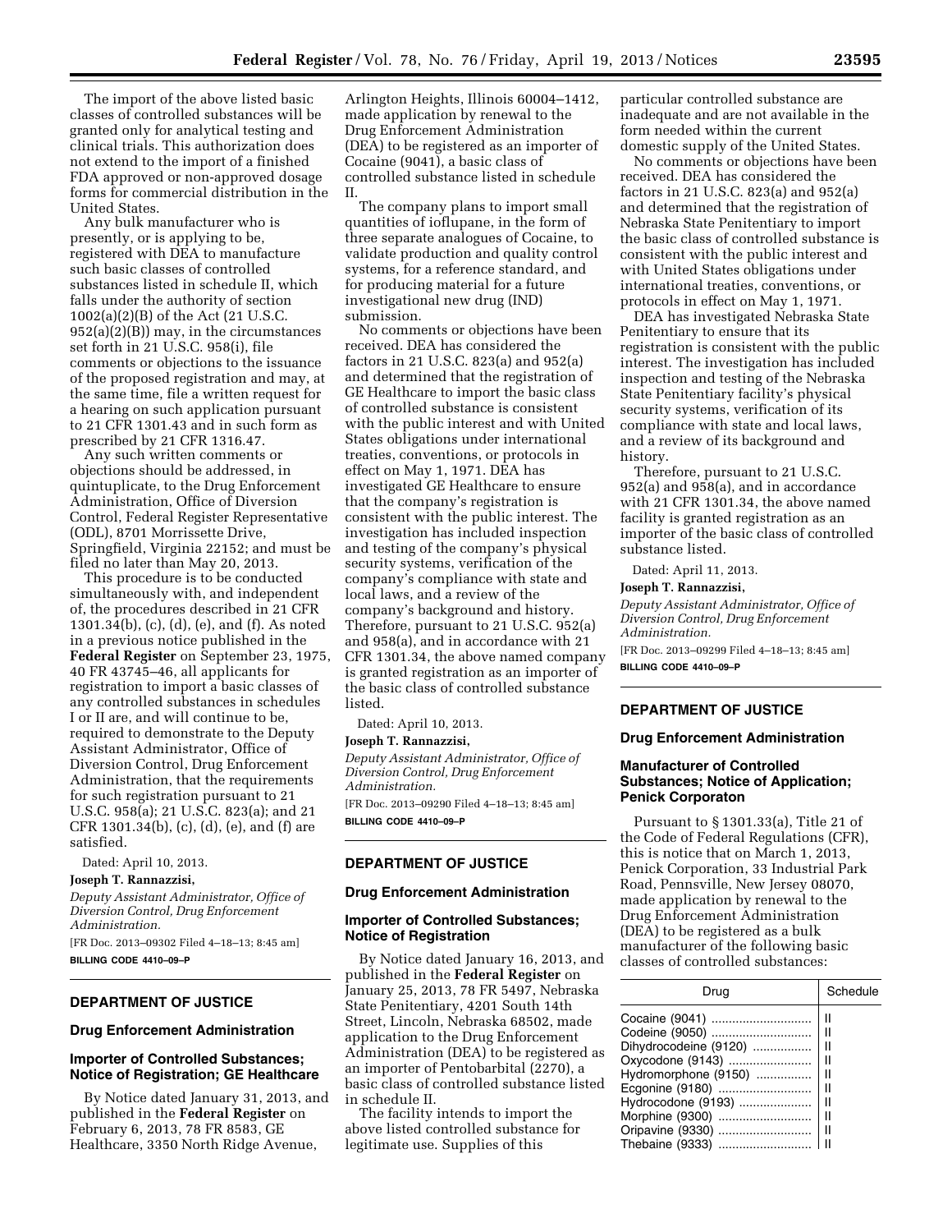The import of the above listed basic classes of controlled substances will be granted only for analytical testing and clinical trials. This authorization does not extend to the import of a finished FDA approved or non-approved dosage forms for commercial distribution in the United States.

Any bulk manufacturer who is presently, or is applying to be, registered with DEA to manufacture such basic classes of controlled substances listed in schedule II, which falls under the authority of section 1002(a)(2)(B) of the Act (21 U.S.C. 952(a)(2)(B)) may, in the circumstances set forth in 21 U.S.C. 958(i), file comments or objections to the issuance of the proposed registration and may, at the same time, file a written request for a hearing on such application pursuant to 21 CFR 1301.43 and in such form as prescribed by 21 CFR 1316.47.

Any such written comments or objections should be addressed, in quintuplicate, to the Drug Enforcement Administration, Office of Diversion Control, Federal Register Representative (ODL), 8701 Morrissette Drive, Springfield, Virginia 22152; and must be filed no later than May 20, 2013.

This procedure is to be conducted simultaneously with, and independent of, the procedures described in 21 CFR 1301.34(b), (c), (d), (e), and (f). As noted in a previous notice published in the **Federal Register** on September 23, 1975, 40 FR 43745–46, all applicants for registration to import a basic classes of any controlled substances in schedules I or II are, and will continue to be, required to demonstrate to the Deputy Assistant Administrator, Office of Diversion Control, Drug Enforcement Administration, that the requirements for such registration pursuant to 21 U.S.C. 958(a); 21 U.S.C. 823(a); and 21 CFR 1301.34(b), (c), (d), (e), and (f) are satisfied.

Dated: April 10, 2013.

**Joseph T. Rannazzisi,**

*Deputy Assistant Administrator, Office of Diversion Control, Drug Enforcement Administration.*

[FR Doc. 2013–09302 Filed 4–18–13; 8:45 am]

**BILLING CODE 4410–09–P**

## DEPARTMENT OF JUSTICE

### Drug Enforcement Administration

### Importer of Controlled Substances; Notice of Registration; GE Healthcare

By Notice dated January 31, 2013, and published in the **Federal Register** on February 6, 2013, 78 FR 8583, GE Healthcare, 3350 North Ridge Avenue, Arlington Heights, Illinois 60004–1412, made application by renewal to the Drug Enforcement Administration (DEA) to be registered as an importer of Cocaine (9041), a basic class of controlled substance listed in schedule II.

The company plans to import small quantities of ioflupane, in the form of three separate analogues of Cocaine, to validate production and quality control systems, for a reference standard, and for producing material for a future investigational new drug (IND) submission.

No comments or objections have been received. DEA has considered the factors in 21 U.S.C. 823(a) and 952(a) and determined that the registration of GE Healthcare to import the basic class of controlled substance is consistent with the public interest and with United States obligations under international treaties, conventions, or protocols in effect on May 1, 1971. DEA has investigated GE Healthcare to ensure that the company's registration is consistent with the public interest. The investigation has included inspection and testing of the company's physical security systems, verification of the company's compliance with state and local laws, and a review of the company's background and history. Therefore, pursuant to 21 U.S.C. 952(a) and 958(a), and in accordance with 21 CFR 1301.34, the above named company is granted registration as an importer of the basic class of controlled substance listed.

Dated: April 10, 2013.

**Joseph T. Rannazzisi,**

*Deputy Assistant Administrator, Office of Diversion Control, Drug Enforcement Administration.*

[FR Doc. 2013–09290 Filed 4–18–13; 8:45 am]

**BILLING CODE 4410–09–P**

## DEPARTMENT OF JUSTICE

### Drug Enforcement Administration

### Importer of Controlled Substances; Notice of Registration

By Notice dated January 16, 2013, and published in the **Federal Register** on January 25, 2013, 78 FR 5497, Nebraska State Penitentiary, 4201 South 14th Street, Lincoln, Nebraska 68502, made application to the Drug Enforcement Administration (DEA) to be registered as an importer of Pentobarbital (2270), a basic class of controlled substance listed in schedule II.

The facility intends to import the above listed controlled substance for legitimate use. Supplies of this particular controlled substance are inadequate and are not available in the form needed within the current domestic supply of the United States.

No comments or objections have been received. DEA has considered the factors in 21 U.S.C. 823(a) and 952(a) and determined that the registration of Nebraska State Penitentiary to import the basic class of controlled substance is consistent with the public interest and with United States obligations under international treaties, conventions, or protocols in effect on May 1, 1971.

DEA has investigated Nebraska State Penitentiary to ensure that its registration is consistent with the public interest. The investigation has included inspection and testing of the Nebraska State Penitentiary facility's physical security systems, verification of its compliance with state and local laws, and a review of its background and history.

Therefore, pursuant to 21 U.S.C. 952(a) and 958(a), and in accordance with 21 CFR 1301.34, the above named facility is granted registration as an importer of the basic class of controlled substance listed.

Dated: April 11, 2013.

**Joseph T. Rannazzisi,**

*Deputy Assistant Administrator, Office of Diversion Control, Drug Enforcement Administration.*

[FR Doc. 2013–09299 Filed 4–18–13; 8:45 am]

**BILLING CODE 4410–09–P**

## DEPARTMENT OF JUSTICE

### Drug Enforcement Administration

### Manufacturer of Controlled Substances; Notice of Application; Penick Corporaton

Pursuant to § 1301.33(a), Title 21 of the Code of Federal Regulations (CFR), this is notice that on March 1, 2013, Penick Corporation, 33 Industrial Park Road, Pennsville, New Jersey 08070, made application by renewal to the Drug Enforcement Administration (DEA) to be registered as a bulk manufacturer of the following basic classes of controlled substances:

| Drug | Schedule |
|---|---|
| Cocaine (9041) | II |
| Codeine (9050) | II |
| Dihydrocodeine (9120) | II |
| Oxycodone (9143) | II |
| Hydromorphone (9150) | II |
| Ecgonine (9180) | II |
| Hydrocodone (9193) | II |
| Morphine (9300) | II |
| Oripavine (9330) | II |
| Thebaine (9333) | II |